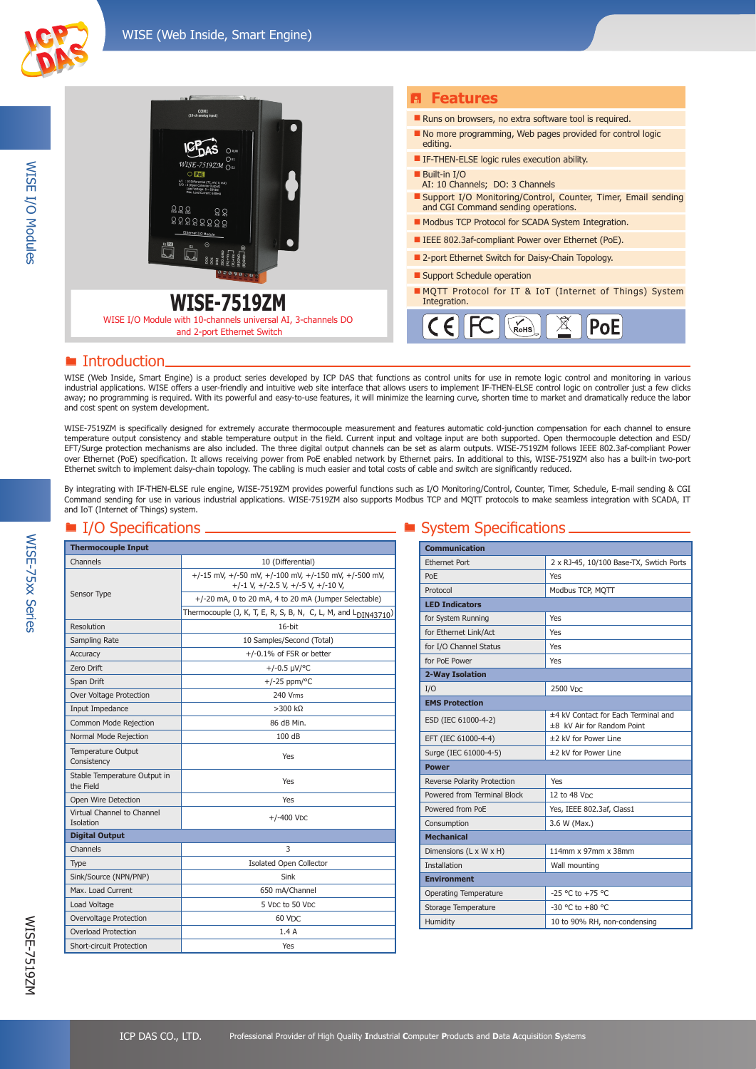# WISE-7519ZM

WISE I/O Module with 10-channels universal AI, 3-channels DO and 2-port Ethernet Switch

## Features

- Runs on browsers, no extra software tool is required.
- No more programming, Web pages provided for control logic editing.
- IF-THEN-ELSE logic rules execution ability.
- Built-in I/O
  AI: 10 Channels; DO: 3 Channels
- Support I/O Monitoring/Control, Counter, Timer, Email sending and CGI Command sending operations.
- Modbus TCP Protocol for SCADA System Integration.
- IEEE 802.3af-compliant Power over Ethernet (PoE).
- 2-port Ethernet Switch for Daisy-Chain Topology.
- Support Schedule operation
- MQTT Protocol for IT & IoT (Internet of Things) System Integration.

## Introduction

WISE (Web Inside, Smart Engine) is a product series developed by ICP DAS that functions as control units for use in remote logic control and monitoring in various industrial applications. WISE offers a user-friendly and intuitive web site interface that allows users to implement IF-THEN-ELSE control logic on controller just a few clicks away; no programming is required. With its powerful and easy-to-use features, it will minimize the learning curve, shorten time to market and dramatically reduce the labor and cost spent on system development.

WISE-7519ZM is specifically designed for extremely accurate thermocouple measurement and features automatic cold-junction compensation for each channel to ensure temperature output consistency and stable temperature output in the field. Current input and voltage input are both supported. Open thermocouple detection and ESD/EFT/Surge protection mechanisms are also included. The three digital output channels can be set as alarm outputs. WISE-7519ZM follows IEEE 802.3af-compliant Power over Ethernet (PoE) specification. It allows receiving power from PoE enabled network by Ethernet pairs. In additional to this, WISE-7519ZM also has a built-in two-port Ethernet switch to implement daisy-chain topology. The cabling is much easier and total costs of cable and switch are significantly reduced.

By integrating with IF-THEN-ELSE rule engine, WISE-7519ZM provides powerful functions such as I/O Monitoring/Control, Counter, Timer, Schedule, E-mail sending & CGI Command sending for use in various industrial applications. WISE-7519ZM also supports Modbus TCP and MQTT protocols to make seamless integration with SCADA, IT and IoT (Internet of Things) system.

## I/O Specifications

| **Thermocouple Input** | |
|---|---|
| Channels | 10 (Differential) |
| Sensor Type | +/-15 mV, +/-50 mV, +/-100 mV, +/-150 mV, +/-500 mV, +/-1 V, +/-2.5 V, +/-5 V, +/-10 V, |
| | +/-20 mA, 0 to 20 mA, 4 to 20 mA (Jumper Selectable) |
| | Thermocouple (J, K, T, E, R, S, B, N, C, L, M, and $L_{DIN43710}$) |
| Resolution | 16-bit |
| Sampling Rate | 10 Samples/Second (Total) |
| Accuracy | +/-0.1% of FSR or better |
| Zero Drift | +/-0.5 μV/°C |
| Span Drift | +/-25 ppm/°C |
| Over Voltage Protection | 240 Vrms |
| Input Impedance | >300 kΩ |
| Common Mode Rejection | 86 dB Min. |
| Normal Mode Rejection | 100 dB |
| Temperature Output Consistency | Yes |
| Stable Temperature Output in the Field | Yes |
| Open Wire Detection | Yes |
| Virtual Channel to Channel Isolation | +/-400 VDC |
| **Digital Output** | |
| Channels | 3 |
| Type | Isolated Open Collector |
| Sink/Source (NPN/PNP) | Sink |
| Max. Load Current | 650 mA/Channel |
| Load Voltage | 5 VDC to 50 VDC |
| Overvoltage Protection | 60 VDC |
| Overload Protection | 1.4 A |
| Short-circuit Protection | Yes |

## System Specifications

| **Communication** | |
|---|---|
| Ethernet Port | 2 x RJ-45, 10/100 Base-TX, Swtich Ports |
| PoE | Yes |
| Protocol | Modbus TCP, MQTT |
| **LED Indicators** | |
| for System Running | Yes |
| for Ethernet Link/Act | Yes |
| for I/O Channel Status | Yes |
| for PoE Power | Yes |
| **2-Way Isolation** | |
| I/O | 2500 VDC |
| **EMS Protection** | |
| ESD (IEC 61000-4-2) | ±4 kV Contact for Each Terminal and ±8 kV Air for Random Point |
| EFT (IEC 61000-4-4) | ±2 kV for Power Line |
| Surge (IEC 61000-4-5) | ±2 kV for Power Line |
| **Power** | |
| Reverse Polarity Protection | Yes |
| Powered from Terminal Block | 12 to 48 VDC |
| Powered from PoE | Yes, IEEE 802.3af, Class1 |
| Consumption | 3.6 W (Max.) |
| **Mechanical** | |
| Dimensions (L x W x H) | 114mm x 97mm x 38mm |
| Installation | Wall mounting |
| **Environment** | |
| Operating Temperature | -25 °C to +75 °C |
| Storage Temperature | -30 °C to +80 °C |
| Humidity | 10 to 90% RH, non-condensing |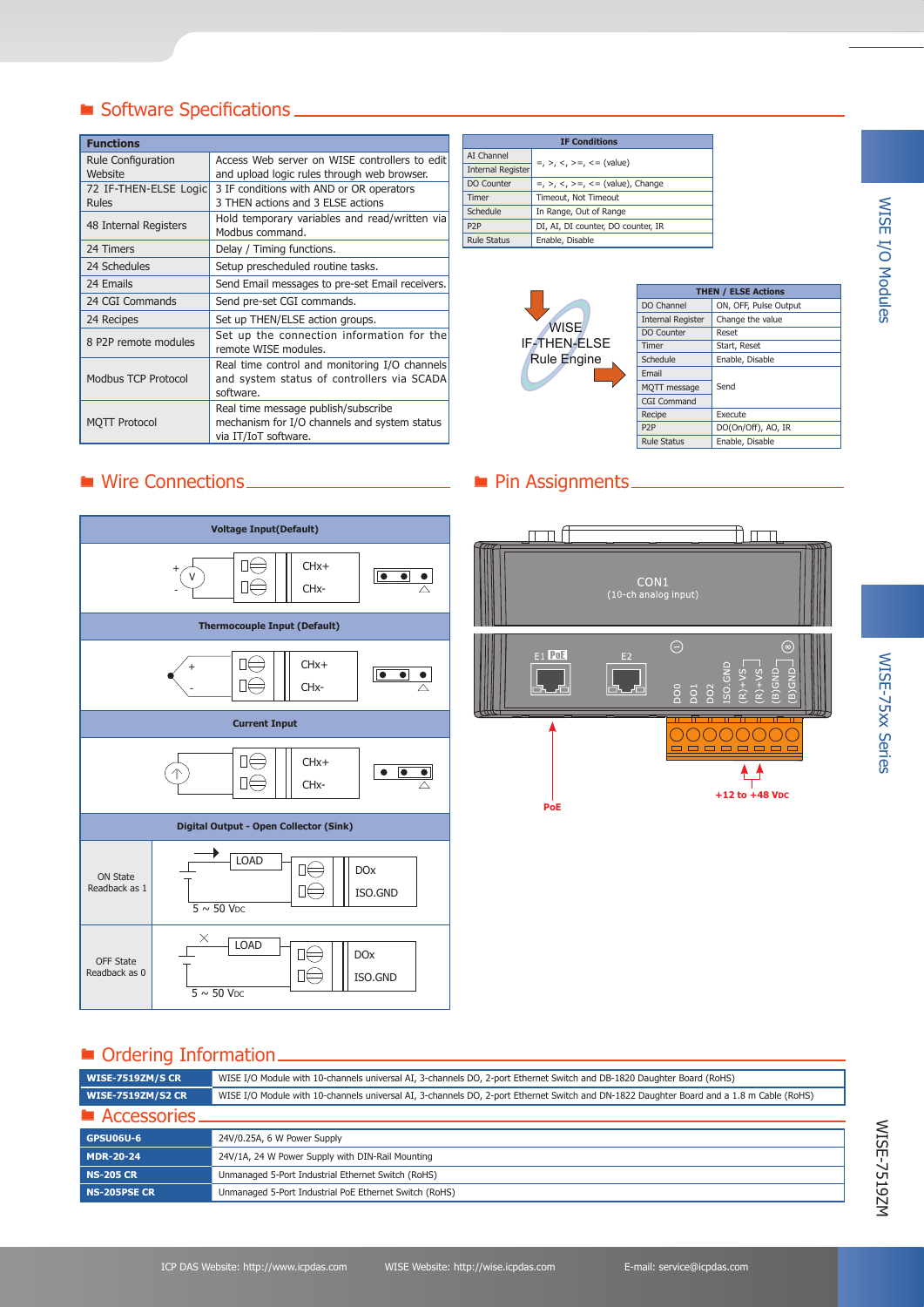## Software Specifications

| Functions | |
|---|---|
| Rule Configuration Website | Access Web server on WISE controllers to edit and upload logic rules through web browser. |
| 72 IF-THEN-ELSE Logic Rules | 3 IF conditions with AND or OR operators<br>3 THEN actions and 3 ELSE actions |
| 48 Internal Registers | Hold temporary variables and read/written via Modbus command. |
| 24 Timers | Delay / Timing functions. |
| 24 Schedules | Setup prescheduled routine tasks. |
| 24 Emails | Send Email messages to pre-set Email receivers. |
| 24 CGI Commands | Send pre-set CGI commands. |
| 24 Recipes | Set up THEN/ELSE action groups. |
| 8 P2P remote modules | Set up the connection information for the remote WISE modules. |
| Modbus TCP Protocol | Real time control and monitoring I/O channels and system status of controllers via SCADA software. |
| MQTT Protocol | Real time message publish/subscribe mechanism for I/O channels and system status via IT/IoT software. |

| IF Conditions | |
|---|---|
| AI Channel | =, >, <, >=, <= (value) |
| Internal Register | =, >, <, >=, <= (value) |
| DO Counter | =, >, <, >=, <= (value), Change |
| Timer | Timeout, Not Timeout |
| Schedule | In Range, Out of Range |
| P2P | DI, AI, DI counter, DO counter, IR |
| Rule Status | Enable, Disable |

WISE IF-THEN-ELSE Rule Engine

| THEN / ELSE Actions | |
|---|---|
| DO Channel | ON, OFF, Pulse Output |
| Internal Register | Change the value |
| DO Counter | Reset |
| Timer | Start, Reset |
| Schedule | Enable, Disable |
| Email | Send |
| MQTT message | Send |
| CGI Command | Send |
| Recipe | Execute |
| P2P | DO(On/Off), AO, IR |
| Rule Status | Enable, Disable |

## Wire Connections

Voltage Input(Default)

CHx+
CHx-

Thermocouple Input (Default)

CHx+
CHx-

Current Input

CHx+
CHx-

Digital Output - Open Collector (Sink)

ON State Readback as 1

LOAD
DOx
ISO.GND
5 ~ 50 VDC

OFF State Readback as 0

LOAD
DOx
ISO.GND
5 ~ 50 VDC

## Pin Assignments

CON1
(10-ch analog input)

E1 PoE
E2

DO0 DO1 DO2 ISO.GND (R)+VS (R)+VS (B)GND (B)GND

PoE

+12 to +48 VDC

## Ordering Information

| | |
|---|---|
| **WISE-7519ZM/S CR** | WISE I/O Module with 10-channels universal AI, 3-channels DO, 2-port Ethernet Switch and DB-1820 Daughter Board (RoHS) |
| **WISE-7519ZM/S2 CR** | WISE I/O Module with 10-channels universal AI, 3-channels DO, 2-port Ethernet Switch and DN-1822 Daughter Board and a 1.8 m Cable (RoHS) |

## Accessories

| | |
|---|---|
| **GPSU06U-6** | 24V/0.25A, 6 W Power Supply |
| **MDR-20-24** | 24V/1A, 24 W Power Supply with DIN-Rail Mounting |
| **NS-205 CR** | Unmanaged 5-Port Industrial Ethernet Switch (RoHS) |
| **NS-205PSE CR** | Unmanaged 5-Port Industrial PoE Ethernet Switch (RoHS) |